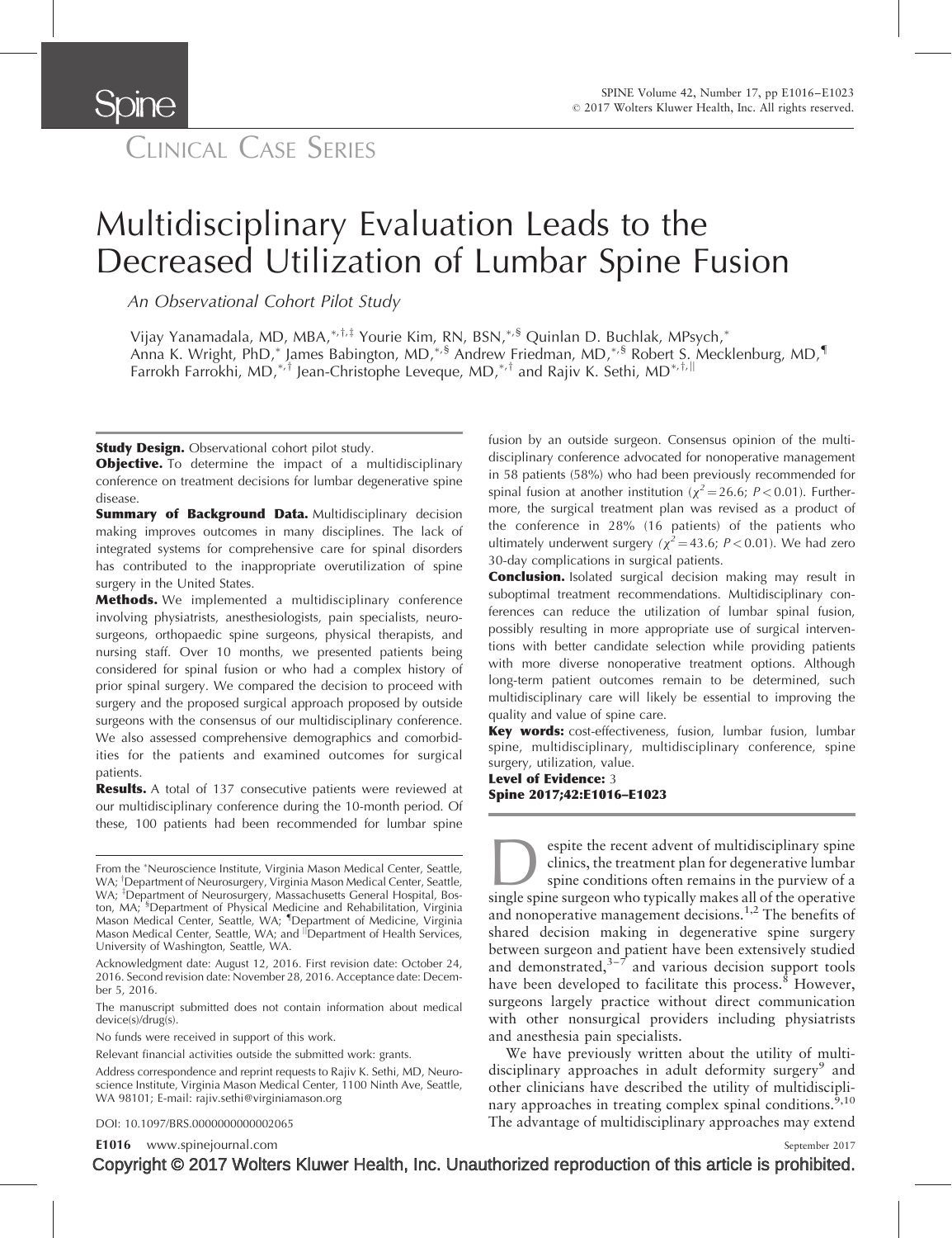CLINICAL CASE SERIES

# Multidisciplinary Evaluation Leads to the Decreased Utilization of Lumbar Spine Fusion

*An Observational Cohort Pilot Study*

Vijay Yanamadala, MD, MBA,[*,†,‡] Yourie Kim, RN, BSN,[*,§] Quinlan D. Buchlak, MPsych,[*] Anna K. Wright, PhD,[*] James Babington, MD,[*,§] Andrew Friedman, MD,[*,§] Robert S. Mecklenburg, MD,[¶] Farrokh Farrokhi, MD,[*,†] Jean-Christophe Leveque, MD,[*,†] and Rajiv K. Sethi, MD[*,†,||]

**Study Design.** Observational cohort pilot study.

**Objective.** To determine the impact of a multidisciplinary conference on treatment decisions for lumbar degenerative spine disease.

**Summary of Background Data.** Multidisciplinary decision making improves outcomes in many disciplines. The lack of integrated systems for comprehensive care for spinal disorders has contributed to the inappropriate overutilization of spine surgery in the United States.

**Methods.** We implemented a multidisciplinary conference involving physiatrists, anesthesiologists, pain specialists, neurosurgeons, orthopaedic spine surgeons, physical therapists, and nursing staff. Over 10 months, we presented patients being considered for spinal fusion or who had a complex history of prior spinal surgery. We compared the decision to proceed with surgery and the proposed surgical approach proposed by outside surgeons with the consensus of our multidisciplinary conference. We also assessed comprehensive demographics and comorbidities for the patients and examined outcomes for surgical patients.

**Results.** A total of 137 consecutive patients were reviewed at our multidisciplinary conference during the 10-month period. Of these, 100 patients had been recommended for lumbar spine fusion by an outside surgeon. Consensus opinion of the multidisciplinary conference advocated for nonoperative management in 58 patients (58%) who had been previously recommended for spinal fusion at another institution ($\chi^2 = 26.6$; $P < 0.01$). Furthermore, the surgical treatment plan was revised as a product of the conference in 28% (16 patients) of the patients who ultimately underwent surgery ($\chi^2 = 43.6$; $P < 0.01$). We had zero 30-day complications in surgical patients.

**Conclusion.** Isolated surgical decision making may result in suboptimal treatment recommendations. Multidisciplinary conferences can reduce the utilization of lumbar spinal fusion, possibly resulting in more appropriate use of surgical interventions with better candidate selection while providing patients with more diverse nonoperative treatment options. Although long-term patient outcomes remain to be determined, such multidisciplinary care will likely be essential to improving the quality and value of spine care.

**Key words:** cost-effectiveness, fusion, lumbar fusion, lumbar spine, multidisciplinary, multidisciplinary conference, spine surgery, utilization, value.

**Level of Evidence:** 3

**Spine 2017;42:E1016–E1023**

From the *Neuroscience Institute, Virginia Mason Medical Center, Seattle, WA; †Department of Neurosurgery, Virginia Mason Medical Center, Seattle, WA; ‡Department of Neurosurgery, Massachusetts General Hospital, Boston, MA; §Department of Physical Medicine and Rehabilitation, Virginia Mason Medical Center, Seattle, WA; ¶Department of Medicine, Virginia Mason Medical Center, Seattle, WA; and ||Department of Health Services, University of Washington, Seattle, WA.

Acknowledgment date: August 12, 2016. First revision date: October 24, 2016. Second revision date: November 28, 2016. Acceptance date: December 5, 2016.

The manuscript submitted does not contain information about medical device(s)/drug(s).

No funds were received in support of this work.

Relevant financial activities outside the submitted work: grants.

Address correspondence and reprint requests to Rajiv K. Sethi, MD, Neuroscience Institute, Virginia Mason Medical Center, 1100 Ninth Ave, Seattle, WA 98101; E-mail: rajiv.sethi@virginiamason.org

DOI: 10.1097/BRS.0000000000002065

Despite the recent advent of multidisciplinary spine clinics, the treatment plan for degenerative lumbar spine conditions often remains in the purview of a single spine surgeon who typically makes all of the operative and nonoperative management decisions.[1,2] The benefits of shared decision making in degenerative spine surgery between surgeon and patient have been extensively studied and demonstrated,[3–7] and various decision support tools have been developed to facilitate this process.[8] However, surgeons largely practice without direct communication with other nonsurgical providers including physiatrists and anesthesia pain specialists.

We have previously written about the utility of multidisciplinary approaches in adult deformity surgery[9] and other clinicians have described the utility of multidisciplinary approaches in treating complex spinal conditions.[9,10] The advantage of multidisciplinary approaches may extend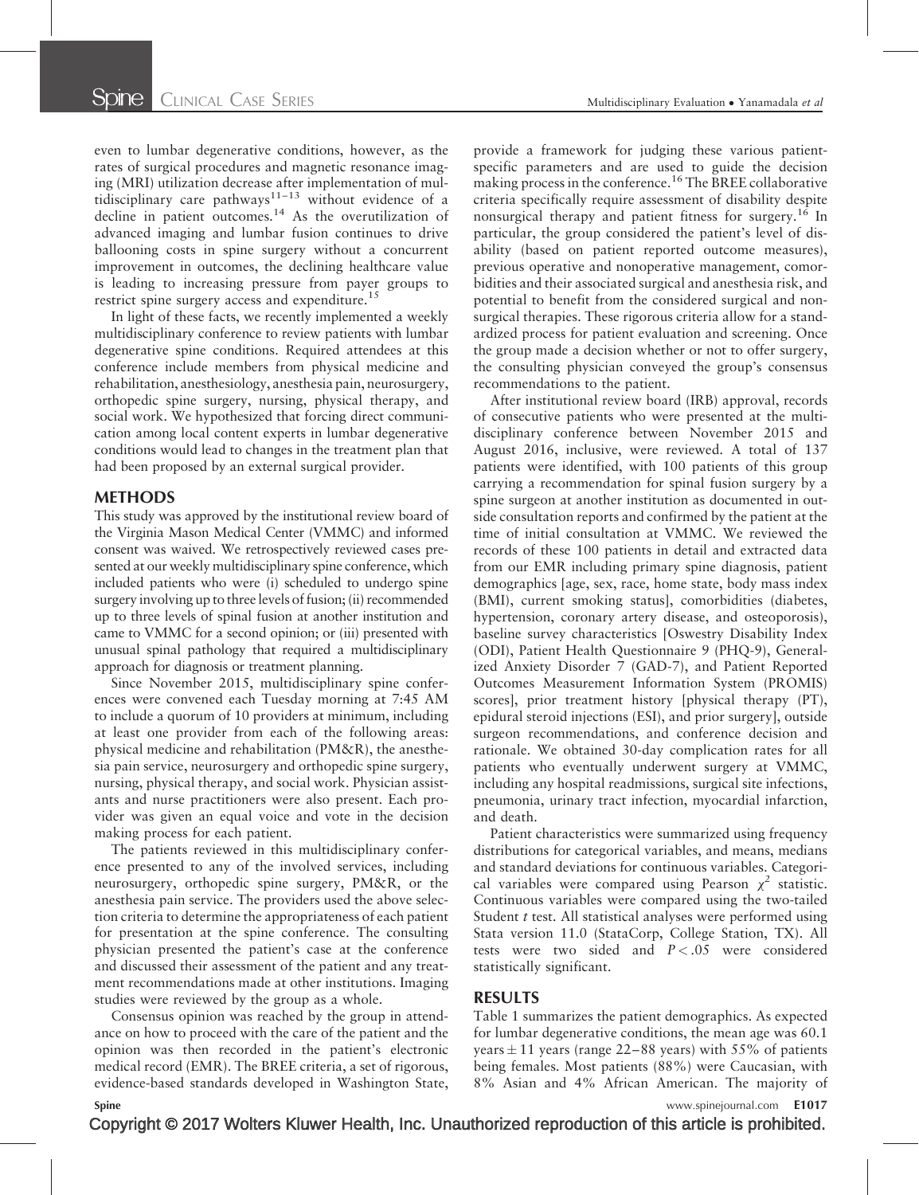even to lumbar degenerative conditions, however, as the rates of surgical procedures and magnetic resonance imaging (MRI) utilization decrease after implementation of multidisciplinary care pathways[11–13] without evidence of a decline in patient outcomes.[14] As the overutilization of advanced imaging and lumbar fusion continues to drive ballooning costs in spine surgery without a concurrent improvement in outcomes, the declining healthcare value is leading to increasing pressure from payer groups to restrict spine surgery access and expenditure.[15]

In light of these facts, we recently implemented a weekly multidisciplinary conference to review patients with lumbar degenerative spine conditions. Required attendees at this conference include members from physical medicine and rehabilitation, anesthesiology, anesthesia pain, neurosurgery, orthopedic spine surgery, nursing, physical therapy, and social work. We hypothesized that forcing direct communication among local content experts in lumbar degenerative conditions would lead to changes in the treatment plan that had been proposed by an external surgical provider.

## METHODS

This study was approved by the institutional review board of the Virginia Mason Medical Center (VMMC) and informed consent was waived. We retrospectively reviewed cases presented at our weekly multidisciplinary spine conference, which included patients who were (i) scheduled to undergo spine surgery involving up to three levels of fusion; (ii) recommended up to three levels of spinal fusion at another institution and came to VMMC for a second opinion; or (iii) presented with unusual spinal pathology that required a multidisciplinary approach for diagnosis or treatment planning.

Since November 2015, multidisciplinary spine conferences were convened each Tuesday morning at 7:45 AM to include a quorum of 10 providers at minimum, including at least one provider from each of the following areas: physical medicine and rehabilitation (PM&R), the anesthesia pain service, neurosurgery and orthopedic spine surgery, nursing, physical therapy, and social work. Physician assistants and nurse practitioners were also present. Each provider was given an equal voice and vote in the decision making process for each patient.

The patients reviewed in this multidisciplinary conference presented to any of the involved services, including neurosurgery, orthopedic spine surgery, PM&R, or the anesthesia pain service. The providers used the above selection criteria to determine the appropriateness of each patient for presentation at the spine conference. The consulting physician presented the patient's case at the conference and discussed their assessment of the patient and any treatment recommendations made at other institutions. Imaging studies were reviewed by the group as a whole.

Consensus opinion was reached by the group in attendance on how to proceed with the care of the patient and the opinion was then recorded in the patient's electronic medical record (EMR). The BREE criteria, a set of rigorous, evidence-based standards developed in Washington State, provide a framework for judging these various patient-specific parameters and are used to guide the decision making process in the conference.[16] The BREE collaborative criteria specifically require assessment of disability despite nonsurgical therapy and patient fitness for surgery.[16] In particular, the group considered the patient's level of disability (based on patient reported outcome measures), previous operative and nonoperative management, comorbidities and their associated surgical and anesthesia risk, and potential to benefit from the considered surgical and nonsurgical therapies. These rigorous criteria allow for a standardized process for patient evaluation and screening. Once the group made a decision whether or not to offer surgery, the consulting physician conveyed the group's consensus recommendations to the patient.

After institutional review board (IRB) approval, records of consecutive patients who were presented at the multidisciplinary conference between November 2015 and August 2016, inclusive, were reviewed. A total of 137 patients were identified, with 100 patients of this group carrying a recommendation for spinal fusion surgery by a spine surgeon at another institution as documented in outside consultation reports and confirmed by the patient at the time of initial consultation at VMMC. We reviewed the records of these 100 patients in detail and extracted data from our EMR including primary spine diagnosis, patient demographics [age, sex, race, home state, body mass index (BMI), current smoking status], comorbidities (diabetes, hypertension, coronary artery disease, and osteoporosis), baseline survey characteristics [Oswestry Disability Index (ODI), Patient Health Questionnaire 9 (PHQ-9), Generalized Anxiety Disorder 7 (GAD-7), and Patient Reported Outcomes Measurement Information System (PROMIS) scores], prior treatment history [physical therapy (PT), epidural steroid injections (ESI), and prior surgery], outside surgeon recommendations, and conference decision and rationale. We obtained 30-day complication rates for all patients who eventually underwent surgery at VMMC, including any hospital readmissions, surgical site infections, pneumonia, urinary tract infection, myocardial infarction, and death.

Patient characteristics were summarized using frequency distributions for categorical variables, and means, medians and standard deviations for continuous variables. Categorical variables were compared using Pearson $\chi^2$ statistic. Continuous variables were compared using the two-tailed Student $t$ test. All statistical analyses were performed using Stata version 11.0 (StataCorp, College Station, TX). All tests were two sided and $P < .05$ were considered statistically significant.

## RESULTS

Table 1 summarizes the patient demographics. As expected for lumbar degenerative conditions, the mean age was 60.1 years $\pm$ 11 years (range 22–88 years) with 55% of patients being females. Most patients (88%) were Caucasian, with 8% Asian and 4% African American. The majority of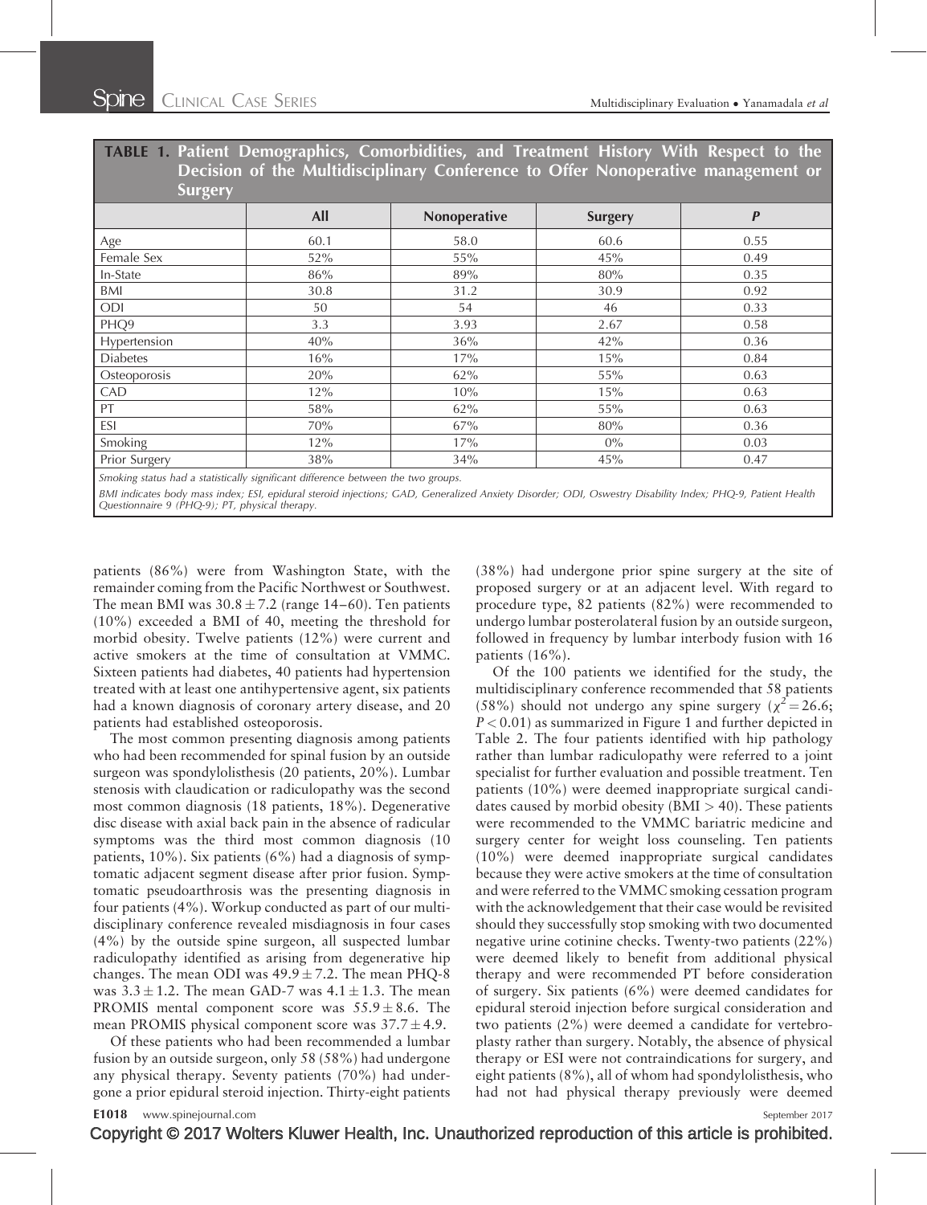**TABLE 1. Patient Demographics, Comorbidities, and Treatment History With Respect to the Decision of the Multidisciplinary Conference to Offer Nonoperative management or Surgery**

| | All | Nonoperative | Surgery | P |
|---|---|---|---|---|
| Age | 60.1 | 58.0 | 60.6 | 0.55 |
| Female Sex | 52% | 55% | 45% | 0.49 |
| In-State | 86% | 89% | 80% | 0.35 |
| BMI | 30.8 | 31.2 | 30.9 | 0.92 |
| ODI | 50 | 54 | 46 | 0.33 |
| PHQ9 | 3.3 | 3.93 | 2.67 | 0.58 |
| Hypertension | 40% | 36% | 42% | 0.36 |
| Diabetes | 16% | 17% | 15% | 0.84 |
| Osteoporosis | 20% | 62% | 55% | 0.63 |
| CAD | 12% | 10% | 15% | 0.63 |
| PT | 58% | 62% | 55% | 0.63 |
| ESI | 70% | 67% | 80% | 0.36 |
| Smoking | 12% | 17% | 0% | 0.03 |
| Prior Surgery | 38% | 34% | 45% | 0.47 |

*Smoking status had a statistically significant difference between the two groups.*

*BMI indicates body mass index; ESI, epidural steroid injections; GAD, Generalized Anxiety Disorder; ODI, Oswestry Disability Index; PHQ-9, Patient Health Questionnaire 9 (PHQ-9); PT, physical therapy.*

patients (86%) were from Washington State, with the remainder coming from the Pacific Northwest or Southwest. The mean BMI was $30.8 \pm 7.2$ (range 14–60). Ten patients (10%) exceeded a BMI of 40, meeting the threshold for morbid obesity. Twelve patients (12%) were current and active smokers at the time of consultation at VMMC. Sixteen patients had diabetes, 40 patients had hypertension treated with at least one antihypertensive agent, six patients had a known diagnosis of coronary artery disease, and 20 patients had established osteoporosis.

The most common presenting diagnosis among patients who had been recommended for spinal fusion by an outside surgeon was spondylolisthesis (20 patients, 20%). Lumbar stenosis with claudication or radiculopathy was the second most common diagnosis (18 patients, 18%). Degenerative disc disease with axial back pain in the absence of radicular symptoms was the third most common diagnosis (10 patients, 10%). Six patients (6%) had a diagnosis of symptomatic adjacent segment disease after prior fusion. Symptomatic pseudoarthrosis was the presenting diagnosis in four patients (4%). Workup conducted as part of our multidisciplinary conference revealed misdiagnosis in four cases (4%) by the outside spine surgeon, all suspected lumbar radiculopathy identified as arising from degenerative hip changes. The mean ODI was $49.9 \pm 7.2$. The mean PHQ-8 was $3.3 \pm 1.2$. The mean GAD-7 was $4.1 \pm 1.3$. The mean PROMIS mental component score was $55.9 \pm 8.6$. The mean PROMIS physical component score was $37.7 \pm 4.9$.

Of these patients who had been recommended a lumbar fusion by an outside surgeon, only 58 (58%) had undergone any physical therapy. Seventy patients (70%) had undergone a prior epidural steroid injection. Thirty-eight patients (38%) had undergone prior spine surgery at the site of proposed surgery or at an adjacent level. With regard to procedure type, 82 patients (82%) were recommended to undergo lumbar posterolateral fusion by an outside surgeon, followed in frequency by lumbar interbody fusion with 16 patients (16%).

Of the 100 patients we identified for the study, the multidisciplinary conference recommended that 58 patients (58%) should not undergo any spine surgery ($\chi^2 = 26.6$; $P < 0.01$) as summarized in Figure 1 and further depicted in Table 2. The four patients identified with hip pathology rather than lumbar radiculopathy were referred to a joint specialist for further evaluation and possible treatment. Ten patients (10%) were deemed inappropriate surgical candidates caused by morbid obesity (BMI > 40). These patients were recommended to the VMMC bariatric medicine and surgery center for weight loss counseling. Ten patients (10%) were deemed inappropriate surgical candidates because they were active smokers at the time of consultation and were referred to the VMMC smoking cessation program with the acknowledgement that their case would be revisited should they successfully stop smoking with two documented negative urine cotinine checks. Twenty-two patients (22%) were deemed likely to benefit from additional physical therapy and were recommended PT before consideration of surgery. Six patients (6%) were deemed candidates for epidural steroid injection before surgical consideration and two patients (2%) were deemed a candidate for vertebroplasty rather than surgery. Notably, the absence of physical therapy or ESI were not contraindications for surgery, and eight patients (8%), all of whom had spondylolisthesis, who had not had physical therapy previously were deemed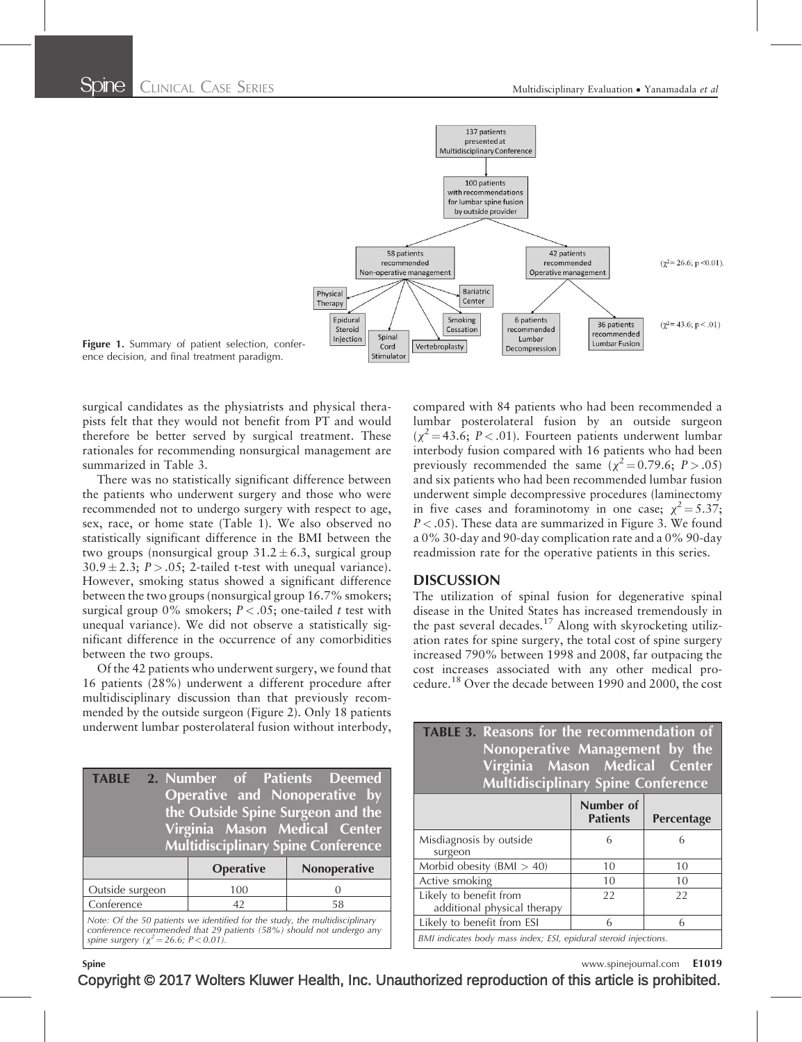Figure 1. Summary of patient selection, conference decision, and final treatment paradigm.

surgical candidates as the physiatrists and physical therapists felt that they would not benefit from PT and would therefore be better served by surgical treatment. These rationales for recommending nonsurgical management are summarized in Table 3.

There was no statistically significant difference between the patients who underwent surgery and those who were recommended not to undergo surgery with respect to age, sex, race, or home state (Table 1). We also observed no statistically significant difference in the BMI between the two groups (nonsurgical group $31.2 \pm 6.3$, surgical group $30.9 \pm 2.3$; $P > .05$; 2-tailed t-test with unequal variance). However, smoking status showed a significant difference between the two groups (nonsurgical group 16.7% smokers; surgical group 0% smokers; $P < .05$; one-tailed $t$ test with unequal variance). We did not observe a statistically significant difference in the occurrence of any comorbidities between the two groups.

Of the 42 patients who underwent surgery, we found that 16 patients (28%) underwent a different procedure after multidisciplinary discussion than that previously recommended by the outside surgeon (Figure 2). Only 18 patients underwent lumbar posterolateral fusion without interbody, compared with 84 patients who had been recommended a lumbar posterolateral fusion by an outside surgeon ($\chi^2 = 43.6$; $P < .01$). Fourteen patients underwent lumbar interbody fusion compared with 16 patients who had been previously recommended the same ($\chi^2 = 0.79.6$; $P > .05$) and six patients who had been recommended lumbar fusion underwent simple decompressive procedures (laminectomy in five cases and foraminotomy in one case; $\chi^2 = 5.37$; $P < .05$). These data are summarized in Figure 3. We found a 0% 30-day and 90-day complication rate and a 0% 90-day readmission rate for the operative patients in this series.

## DISCUSSION

The utilization of spinal fusion for degenerative spinal disease in the United States has increased tremendously in the past several decades.[17] Along with skyrocketing utilization rates for spine surgery, the total cost of spine surgery increased 790% between 1998 and 2008, far outpacing the cost increases associated with any other medical procedure.[18] Over the decade between 1990 and 2000, the cost

**TABLE 2. Number of Patients Deemed Operative and Nonoperative by the Outside Spine Surgeon and the Virginia Mason Medical Center Multidisciplinary Spine Conference**

| | Operative | Nonoperative |
|---|---|---|
| Outside surgeon | 100 | 0 |
| Conference | 42 | 58 |

*Note: Of the 50 patients we identified for the study, the multidisciplinary conference recommended that 29 patients (58%) should not undergo any spine surgery ($\chi^2 = 26.6$; $P < 0.01$).*

**TABLE 3. Reasons for the recommendation of Nonoperative Management by the Virginia Mason Medical Center Multidisciplinary Spine Conference**

| | Number of Patients | Percentage |
|---|---|---|
| Misdiagnosis by outside surgeon | 6 | 6 |
| Morbid obesity (BMI > 40) | 10 | 10 |
| Active smoking | 10 | 10 |
| Likely to benefit from additional physical therapy | 22 | 22 |
| Likely to benefit from ESI | 6 | 6 |

BMI indicates body mass index; ESI, epidural steroid injections.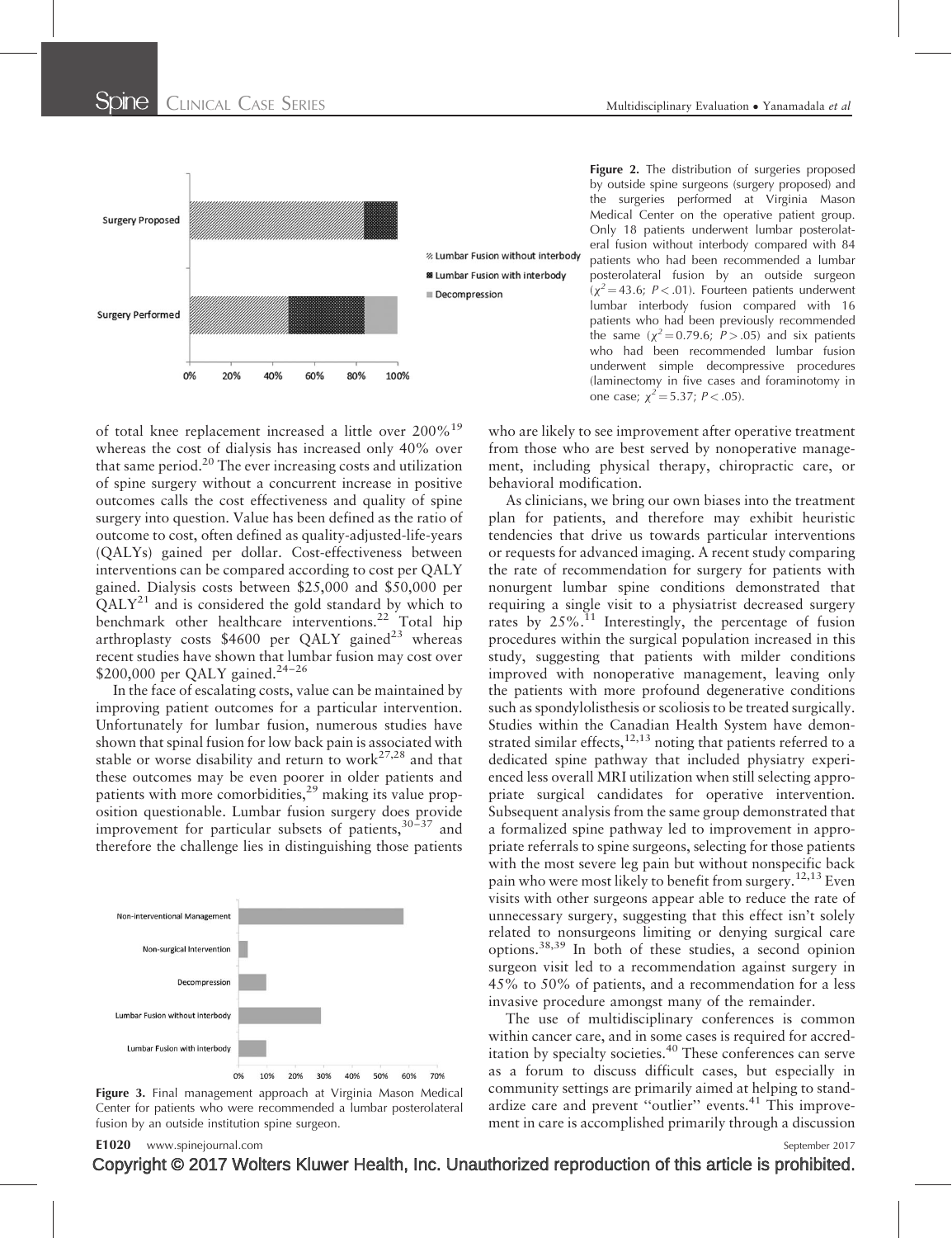**Figure 2.** The distribution of surgeries proposed by outside spine surgeons (surgery proposed) and the surgeries performed at Virginia Mason Medical Center on the operative patient group. Only 18 patients underwent lumbar posterolateral fusion without interbody compared with 84 patients who had been recommended a lumbar posterolateral fusion by an outside surgeon ($\chi^2 = 43.6$; $P < .01$). Fourteen patients underwent lumbar interbody fusion compared with 16 patients who had been previously recommended the same ($\chi^2 = 0.79.6$; $P > .05$) and six patients who had been recommended lumbar fusion underwent simple decompressive procedures (laminectomy in five cases and foraminotomy in one case; $\chi^2 = 5.37$; $P < .05$).

of total knee replacement increased a little over 200%[19] whereas the cost of dialysis has increased only 40% over that same period.[20] The ever increasing costs and utilization of spine surgery without a concurrent increase in positive outcomes calls the cost effectiveness and quality of spine surgery into question. Value has been defined as the ratio of outcome to cost, often defined as quality-adjusted-life-years (QALYs) gained per dollar. Cost-effectiveness between interventions can be compared according to cost per QALY gained. Dialysis costs between $25,000 and $50,000 per QALY[21] and is considered the gold standard by which to benchmark other healthcare interventions.[22] Total hip arthroplasty costs $4600 per QALY gained[23] whereas recent studies have shown that lumbar fusion may cost over $200,000 per QALY gained.[24–26]

In the face of escalating costs, value can be maintained by improving patient outcomes for a particular intervention. Unfortunately for lumbar fusion, numerous studies have shown that spinal fusion for low back pain is associated with stable or worse disability and return to work[27,28] and that these outcomes may be even poorer in older patients and patients with more comorbidities,[29] making its value proposition questionable. Lumbar fusion surgery does provide improvement for particular subsets of patients,[30–37] and therefore the challenge lies in distinguishing those patients who are likely to see improvement after operative treatment from those who are best served by nonoperative management, including physical therapy, chiropractic care, or behavioral modification.

**Figure 3.** Final management approach at Virginia Mason Medical Center for patients who were recommended a lumbar posterolateral fusion by an outside institution spine surgeon.

As clinicians, we bring our own biases into the treatment plan for patients, and therefore may exhibit heuristic tendencies that drive us towards particular interventions or requests for advanced imaging. A recent study comparing the rate of recommendation for surgery for patients with nonurgent lumbar spine conditions demonstrated that requiring a single visit to a physiatrist decreased surgery rates by 25%.[11] Interestingly, the percentage of fusion procedures within the surgical population increased in this study, suggesting that patients with milder conditions improved with nonoperative management, leaving only the patients with more profound degenerative conditions such as spondylolisthesis or scoliosis to be treated surgically. Studies within the Canadian Health System have demonstrated similar effects,[12,13] noting that patients referred to a dedicated spine pathway that included physiatry experienced less overall MRI utilization when still selecting appropriate surgical candidates for operative intervention. Subsequent analysis from the same group demonstrated that a formalized spine pathway led to improvement in appropriate referrals to spine surgeons, selecting for those patients with the most severe leg pain but without nonspecific back pain who were most likely to benefit from surgery.[12,13] Even visits with other surgeons appear able to reduce the rate of unnecessary surgery, suggesting that this effect isn't solely related to nonsurgeons limiting or denying surgical care options.[38,39] In both of these studies, a second opinion surgeon visit led to a recommendation against surgery in 45% to 50% of patients, and a recommendation for a less invasive procedure amongst many of the remainder.

The use of multidisciplinary conferences is common within cancer care, and in some cases is required for accreditation by specialty societies.[40] These conferences can serve as a forum to discuss difficult cases, but especially in community settings are primarily aimed at helping to standardize care and prevent "outlier" events.[41] This improvement in care is accomplished primarily through a discussion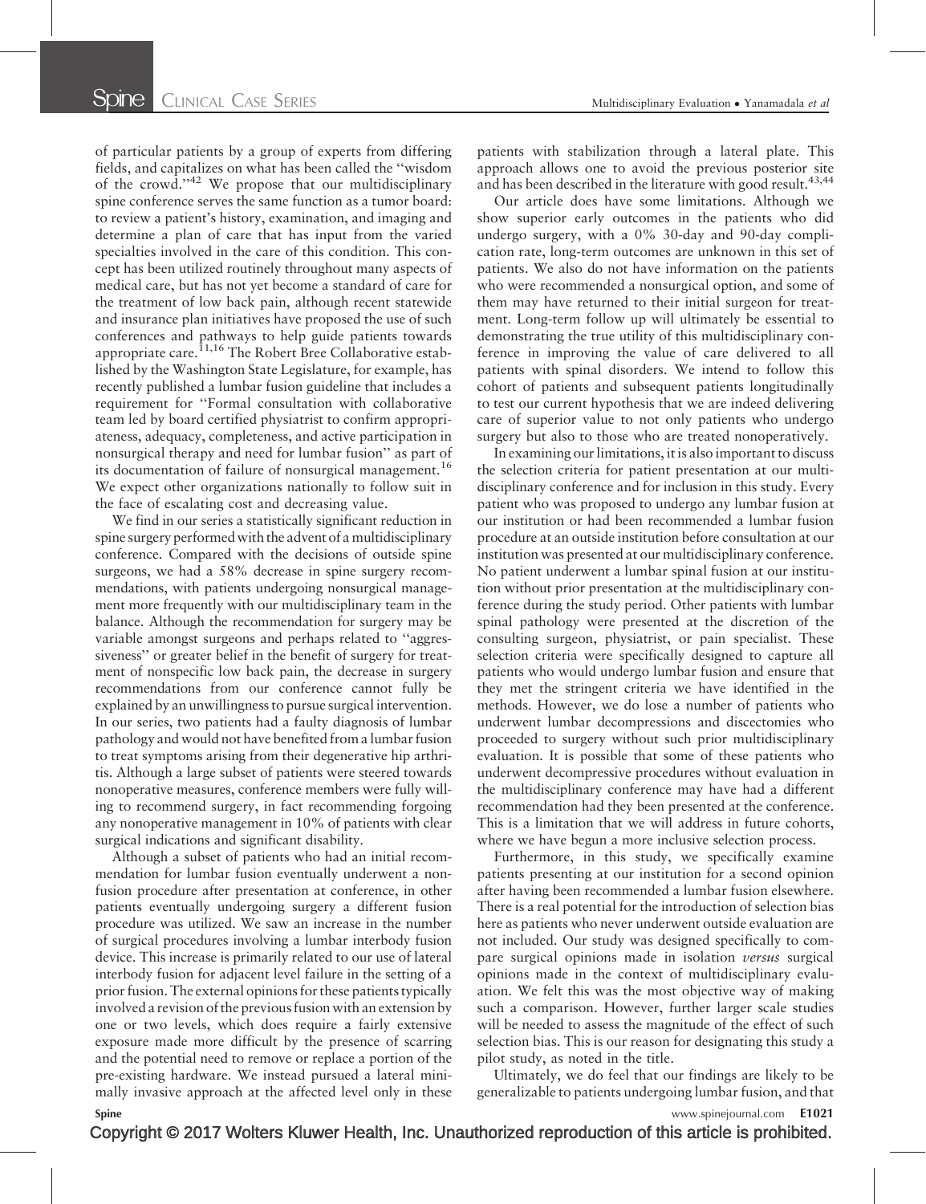of particular patients by a group of experts from differing fields, and capitalizes on what has been called the "wisdom of the crowd."[42] We propose that our multidisciplinary spine conference serves the same function as a tumor board: to review a patient's history, examination, and imaging and determine a plan of care that has input from the varied specialties involved in the care of this condition. This concept has been utilized routinely throughout many aspects of medical care, but has not yet become a standard of care for the treatment of low back pain, although recent statewide and insurance plan initiatives have proposed the use of such conferences and pathways to help guide patients towards appropriate care.[11,16] The Robert Bree Collaborative established by the Washington State Legislature, for example, has recently published a lumbar fusion guideline that includes a requirement for "Formal consultation with collaborative team led by board certified physiatrist to confirm appropriateness, adequacy, completeness, and active participation in nonsurgical therapy and need for lumbar fusion" as part of its documentation of failure of nonsurgical management.[16] We expect other organizations nationally to follow suit in the face of escalating cost and decreasing value.

We find in our series a statistically significant reduction in spine surgery performed with the advent of a multidisciplinary conference. Compared with the decisions of outside spine surgeons, we had a 58% decrease in spine surgery recommendations, with patients undergoing nonsurgical management more frequently with our multidisciplinary team in the balance. Although the recommendation for surgery may be variable amongst surgeons and perhaps related to "aggressiveness" or greater belief in the benefit of surgery for treatment of nonspecific low back pain, the decrease in surgery recommendations from our conference cannot fully be explained by an unwillingness to pursue surgical intervention. In our series, two patients had a faulty diagnosis of lumbar pathology and would not have benefited from a lumbar fusion to treat symptoms arising from their degenerative hip arthritis. Although a large subset of patients were steered towards nonoperative measures, conference members were fully willing to recommend surgery, in fact recommending forgoing any nonoperative management in 10% of patients with clear surgical indications and significant disability.

Although a subset of patients who had an initial recommendation for lumbar fusion eventually underwent a nonfusion procedure after presentation at conference, in other patients eventually undergoing surgery a different fusion procedure was utilized. We saw an increase in the number of surgical procedures involving a lumbar interbody fusion device. This increase is primarily related to our use of lateral interbody fusion for adjacent level failure in the setting of a prior fusion. The external opinions for these patients typically involved a revision of the previous fusion with an extension by one or two levels, which does require a fairly extensive exposure made more difficult by the presence of scarring and the potential need to remove or replace a portion of the pre-existing hardware. We instead pursued a lateral minimally invasive approach at the affected level only in these patients with stabilization through a lateral plate. This approach allows one to avoid the previous posterior site and has been described in the literature with good result.[43,44]

Our article does have some limitations. Although we show superior early outcomes in the patients who did undergo surgery, with a 0% 30-day and 90-day complication rate, long-term outcomes are unknown in this set of patients. We also do not have information on the patients who were recommended a nonsurgical option, and some of them may have returned to their initial surgeon for treatment. Long-term follow up will ultimately be essential to demonstrating the true utility of this multidisciplinary conference in improving the value of care delivered to all patients with spinal disorders. We intend to follow this cohort of patients and subsequent patients longitudinally to test our current hypothesis that we are indeed delivering care of superior value to not only patients who undergo surgery but also to those who are treated nonoperatively.

In examining our limitations, it is also important to discuss the selection criteria for patient presentation at our multidisciplinary conference and for inclusion in this study. Every patient who was proposed to undergo any lumbar fusion at our institution or had been recommended a lumbar fusion procedure at an outside institution before consultation at our institution was presented at our multidisciplinary conference. No patient underwent a lumbar spinal fusion at our institution without prior presentation at the multidisciplinary conference during the study period. Other patients with lumbar spinal pathology were presented at the discretion of the consulting surgeon, physiatrist, or pain specialist. These selection criteria were specifically designed to capture all patients who would undergo lumbar fusion and ensure that they met the stringent criteria we have identified in the methods. However, we do lose a number of patients who underwent lumbar decompressions and discectomies who proceeded to surgery without such prior multidisciplinary evaluation. It is possible that some of these patients who underwent decompressive procedures without evaluation in the multidisciplinary conference may have had a different recommendation had they been presented at the conference. This is a limitation that we will address in future cohorts, where we have begun a more inclusive selection process.

Furthermore, in this study, we specifically examine patients presenting at our institution for a second opinion after having been recommended a lumbar fusion elsewhere. There is a real potential for the introduction of selection bias here as patients who never underwent outside evaluation are not included. Our study was designed specifically to compare surgical opinions made in isolation *versus* surgical opinions made in the context of multidisciplinary evaluation. We felt this was the most objective way of making such a comparison. However, further larger scale studies will be needed to assess the magnitude of the effect of such selection bias. This is our reason for designating this study a pilot study, as noted in the title.

Ultimately, we do feel that our findings are likely to be generalizable to patients undergoing lumbar fusion, and that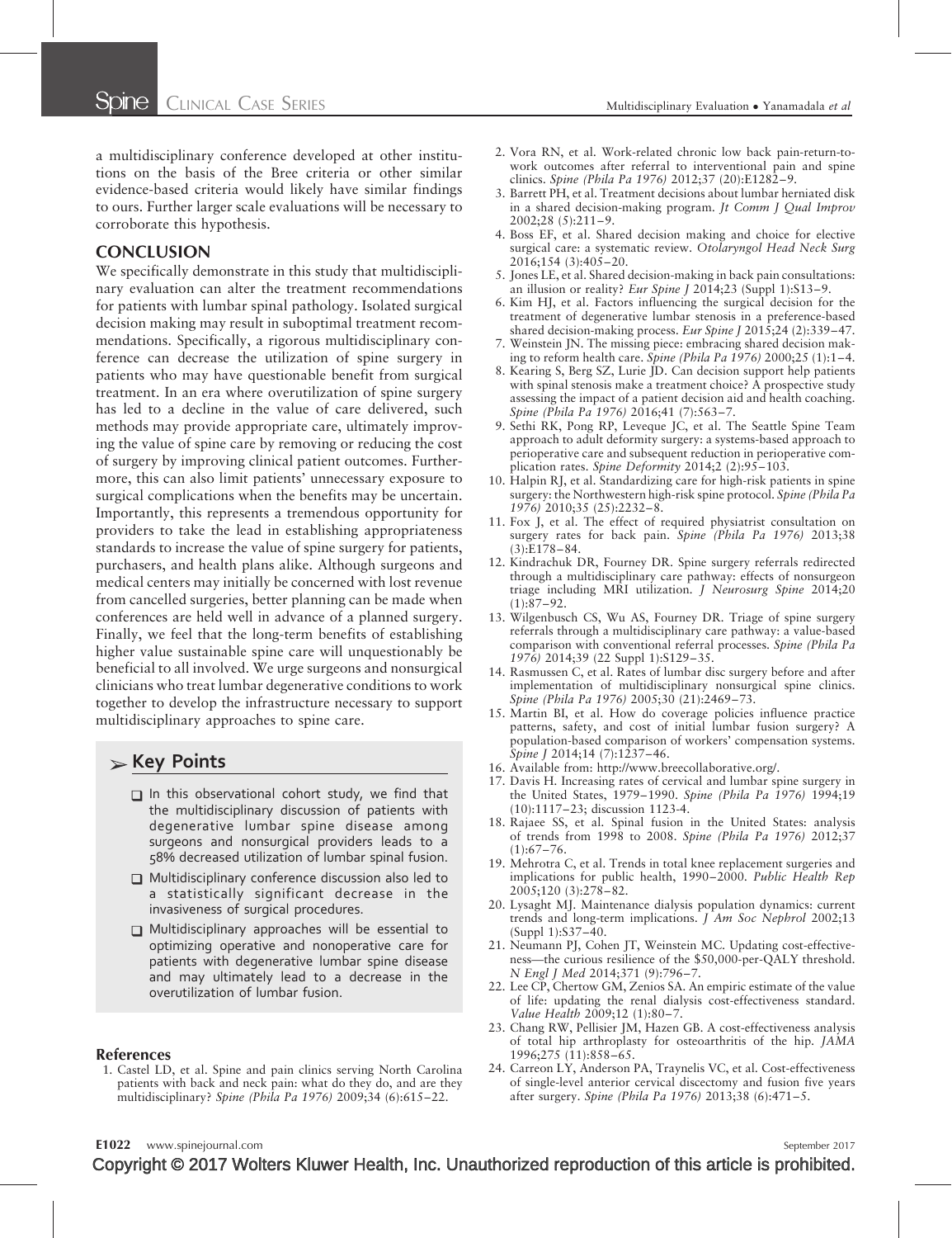a multidisciplinary conference developed at other institutions on the basis of the Bree criteria or other similar evidence-based criteria would likely have similar findings to ours. Further larger scale evaluations will be necessary to corroborate this hypothesis.

## CONCLUSION

We specifically demonstrate in this study that multidisciplinary evaluation can alter the treatment recommendations for patients with lumbar spinal pathology. Isolated surgical decision making may result in suboptimal treatment recommendations. Specifically, a rigorous multidisciplinary conference can decrease the utilization of spine surgery in patients who may have questionable benefit from surgical treatment. In an era where overutilization of spine surgery has led to a decline in the value of care delivered, such methods may provide appropriate care, ultimately improving the value of spine care by removing or reducing the cost of surgery by improving clinical patient outcomes. Furthermore, this can also limit patients' unnecessary exposure to surgical complications when the benefits may be uncertain. Importantly, this represents a tremendous opportunity for providers to take the lead in establishing appropriateness standards to increase the value of spine surgery for patients, purchasers, and health plans alike. Although surgeons and medical centers may initially be concerned with lost revenue from cancelled surgeries, better planning can be made when conferences are held well in advance of a planned surgery. Finally, we feel that the long-term benefits of establishing higher value sustainable spine care will unquestionably be beneficial to all involved. We urge surgeons and nonsurgical clinicians who treat lumbar degenerative conditions to work together to develop the infrastructure necessary to support multidisciplinary approaches to spine care.

## ➢ Key Points

- In this observational cohort study, we find that the multidisciplinary discussion of patients with degenerative lumbar spine disease among surgeons and nonsurgical providers leads to a 58% decreased utilization of lumbar spinal fusion.
- Multidisciplinary conference discussion also led to a statistically significant decrease in the invasiveness of surgical procedures.
- Multidisciplinary approaches will be essential to optimizing operative and nonoperative care for patients with degenerative lumbar spine disease and may ultimately lead to a decrease in the overutilization of lumbar fusion.

### References

1. Castel LD, et al. Spine and pain clinics serving North Carolina patients with back and neck pain: what do they do, and are they multidisciplinary? *Spine (Phila Pa 1976)* 2009;34 (6):615–22.
2. Vora RN, et al. Work-related chronic low back pain-return-to-work outcomes after referral to interventional pain and spine clinics. *Spine (Phila Pa 1976)* 2012;37 (20):E1282–9.
3. Barrett PH, et al. Treatment decisions about lumbar herniated disk in a shared decision-making program. *Jt Comm J Qual Improv* 2002;28 (5):211–9.
4. Boss EF, et al. Shared decision making and choice for elective surgical care: a systematic review. *Otolaryngol Head Neck Surg* 2016;154 (3):405–20.
5. Jones LE, et al. Shared decision-making in back pain consultations: an illusion or reality? *Eur Spine J* 2014;23 (Suppl 1):S13–9.
6. Kim HJ, et al. Factors influencing the surgical decision for the treatment of degenerative lumbar stenosis in a preference-based shared decision-making process. *Eur Spine J* 2015;24 (2):339–47.
7. Weinstein JN. The missing piece: embracing shared decision making to reform health care. *Spine (Phila Pa 1976)* 2000;25 (1):1–4.
8. Kearing S, Berg SZ, Lurie JD. Can decision support help patients with spinal stenosis make a treatment choice? A prospective study assessing the impact of a patient decision aid and health coaching. *Spine (Phila Pa 1976)* 2016;41 (7):563–7.
9. Sethi RK, Pong RP, Leveque JC, et al. The Seattle Spine Team approach to adult deformity surgery: a systems-based approach to perioperative care and subsequent reduction in perioperative complication rates. *Spine Deformity* 2014;2 (2):95–103.
10. Halpin RJ, et al. Standardizing care for high-risk patients in spine surgery: the Northwestern high-risk spine protocol. *Spine (Phila Pa 1976)* 2010;35 (25):2232–8.
11. Fox J, et al. The effect of required physiatrist consultation on surgery rates for back pain. *Spine (Phila Pa 1976)* 2013;38 (3):E178–84.
12. Kindrachuk DR, Fourney DR. Spine surgery referrals redirected through a multidisciplinary care pathway: effects of nonsurgeon triage including MRI utilization. *J Neurosurg Spine* 2014;20 (1):87–92.
13. Wilgenbusch CS, Wu AS, Fourney DR. Triage of spine surgery referrals through a multidisciplinary care pathway: a value-based comparison with conventional referral processes. *Spine (Phila Pa 1976)* 2014;39 (22 Suppl 1):S129–35.
14. Rasmussen C, et al. Rates of lumbar disc surgery before and after implementation of multidisciplinary nonsurgical spine clinics. *Spine (Phila Pa 1976)* 2005;30 (21):2469–73.
15. Martin BI, et al. How do coverage policies influence practice patterns, safety, and cost of initial lumbar fusion surgery? A population-based comparison of workers' compensation systems. *Spine J* 2014;14 (7):1237–46.
16. Available from: http://www.breecollaborative.org/.
17. Davis H. Increasing rates of cervical and lumbar spine surgery in the United States, 1979–1990. *Spine (Phila Pa 1976)* 1994;19 (10):1117–23; discussion 1123-4.
18. Rajaee SS, et al. Spinal fusion in the United States: analysis of trends from 1998 to 2008. *Spine (Phila Pa 1976)* 2012;37 (1):67–76.
19. Mehrotra C, et al. Trends in total knee replacement surgeries and implications for public health, 1990–2000. *Public Health Rep* 2005;120 (3):278–82.
20. Lysaght MJ. Maintenance dialysis population dynamics: current trends and long-term implications. *J Am Soc Nephrol* 2002;13 (Suppl 1):S37–40.
21. Neumann PJ, Cohen JT, Weinstein MC. Updating cost-effectiveness—the curious resilience of the $50,000-per-QALY threshold. *N Engl J Med* 2014;371 (9):796–7.
22. Lee CP, Chertow GM, Zenios SA. An empiric estimate of the value of life: updating the renal dialysis cost-effectiveness standard. *Value Health* 2009;12 (1):80–7.
23. Chang RW, Pellisier JM, Hazen GB. A cost-effectiveness analysis of total hip arthroplasty for osteoarthritis of the hip. *JAMA* 1996;275 (11):858–65.
24. Carreon LY, Anderson PA, Traynelis VC, et al. Cost-effectiveness of single-level anterior cervical discectomy and fusion five years after surgery. *Spine (Phila Pa 1976)* 2013;38 (6):471–5.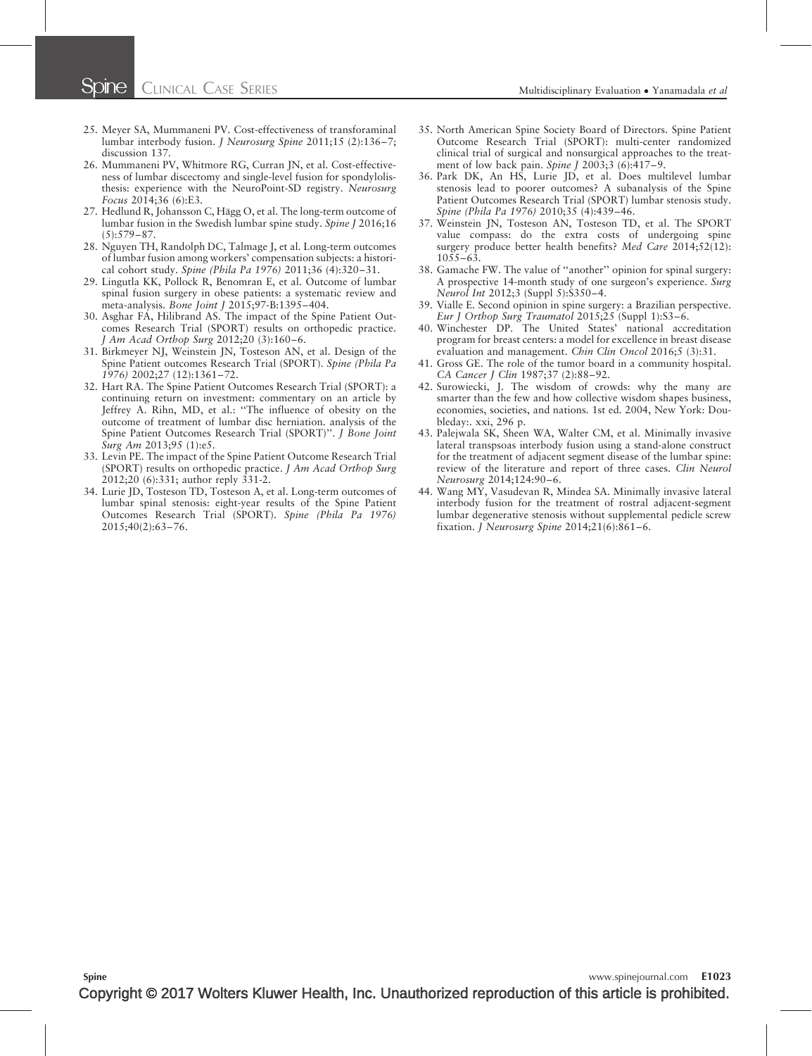25. Meyer SA, Mummaneni PV. Cost-effectiveness of transforaminal lumbar interbody fusion. *J Neurosurg Spine* 2011;15 (2):136–7; discussion 137.
26. Mummaneni PV, Whitmore RG, Curran JN, et al. Cost-effectiveness of lumbar discectomy and single-level fusion for spondylolisthesis: experience with the NeuroPoint-SD registry. *Neurosurg Focus* 2014;36 (6):E3.
27. Hedlund R, Johansson C, Hägg O, et al. The long-term outcome of lumbar fusion in the Swedish lumbar spine study. *Spine J* 2016;16 (5):579–87.
28. Nguyen TH, Randolph DC, Talmage J, et al. Long-term outcomes of lumbar fusion among workers' compensation subjects: a historical cohort study. *Spine (Phila Pa 1976)* 2011;36 (4):320–31.
29. Lingutla KK, Pollock R, Benomran E, et al. Outcome of lumbar spinal fusion surgery in obese patients: a systematic review and meta-analysis. *Bone Joint J* 2015;97-B:1395–404.
30. Asghar FA, Hilibrand AS. The impact of the Spine Patient Outcomes Research Trial (SPORT) results on orthopedic practice. *J Am Acad Orthop Surg* 2012;20 (3):160–6.
31. Birkmeyer NJ, Weinstein JN, Tosteson AN, et al. Design of the Spine Patient outcomes Research Trial (SPORT). *Spine (Phila Pa 1976)* 2002;27 (12):1361–72.
32. Hart RA. The Spine Patient Outcomes Research Trial (SPORT): a continuing return on investment: commentary on an article by Jeffrey A. Rihn, MD, et al.: ''The influence of obesity on the outcome of treatment of lumbar disc herniation. analysis of the Spine Patient Outcomes Research Trial (SPORT)''. *J Bone Joint Surg Am* 2013;95 (1):e5.
33. Levin PE. The impact of the Spine Patient Outcome Research Trial (SPORT) results on orthopedic practice. *J Am Acad Orthop Surg* 2012;20 (6):331; author reply 331-2.
34. Lurie JD, Tosteson TD, Tosteson A, et al. Long-term outcomes of lumbar spinal stenosis: eight-year results of the Spine Patient Outcomes Research Trial (SPORT). *Spine (Phila Pa 1976)* 2015;40(2):63–76.
35. North American Spine Society Board of Directors. Spine Patient Outcome Research Trial (SPORT): multi-center randomized clinical trial of surgical and nonsurgical approaches to the treatment of low back pain. *Spine J* 2003;3 (6):417–9.
36. Park DK, An HS, Lurie JD, et al. Does multilevel lumbar stenosis lead to poorer outcomes? A subanalysis of the Spine Patient Outcomes Research Trial (SPORT) lumbar stenosis study. *Spine (Phila Pa 1976)* 2010;35 (4):439–46.
37. Weinstein JN, Tosteson AN, Tosteson TD, et al. The SPORT value compass: do the extra costs of undergoing spine surgery produce better health benefits? *Med Care* 2014;52(12): 1055–63.
38. Gamache FW. The value of ''another'' opinion for spinal surgery: A prospective 14-month study of one surgeon's experience. *Surg Neurol Int* 2012;3 (Suppl 5):S350–4.
39. Vialle E. Second opinion in spine surgery: a Brazilian perspective. *Eur J Orthop Surg Traumatol* 2015;25 (Suppl 1):S3–6.
40. Winchester DP. The United States' national accreditation program for breast centers: a model for excellence in breast disease evaluation and management. *Chin Clin Oncol* 2016;5 (3):31.
41. Gross GE. The role of the tumor board in a community hospital. *CA Cancer J Clin* 1987;37 (2):88–92.
42. Surowiecki, J. The wisdom of crowds: why the many are smarter than the few and how collective wisdom shapes business, economies, societies, and nations. 1st ed. 2004, New York: Doubleday:. xxi, 296 p.
43. Palejwala SK, Sheen WA, Walter CM, et al. Minimally invasive lateral transpsoas interbody fusion using a stand-alone construct for the treatment of adjacent segment disease of the lumbar spine: review of the literature and report of three cases. *Clin Neurol Neurosurg* 2014;124:90–6.
44. Wang MY, Vasudevan R, Mindea SA. Minimally invasive lateral interbody fusion for the treatment of rostral adjacent-segment lumbar degenerative stenosis without supplemental pedicle screw fixation. *J Neurosurg Spine* 2014;21(6):861–6.